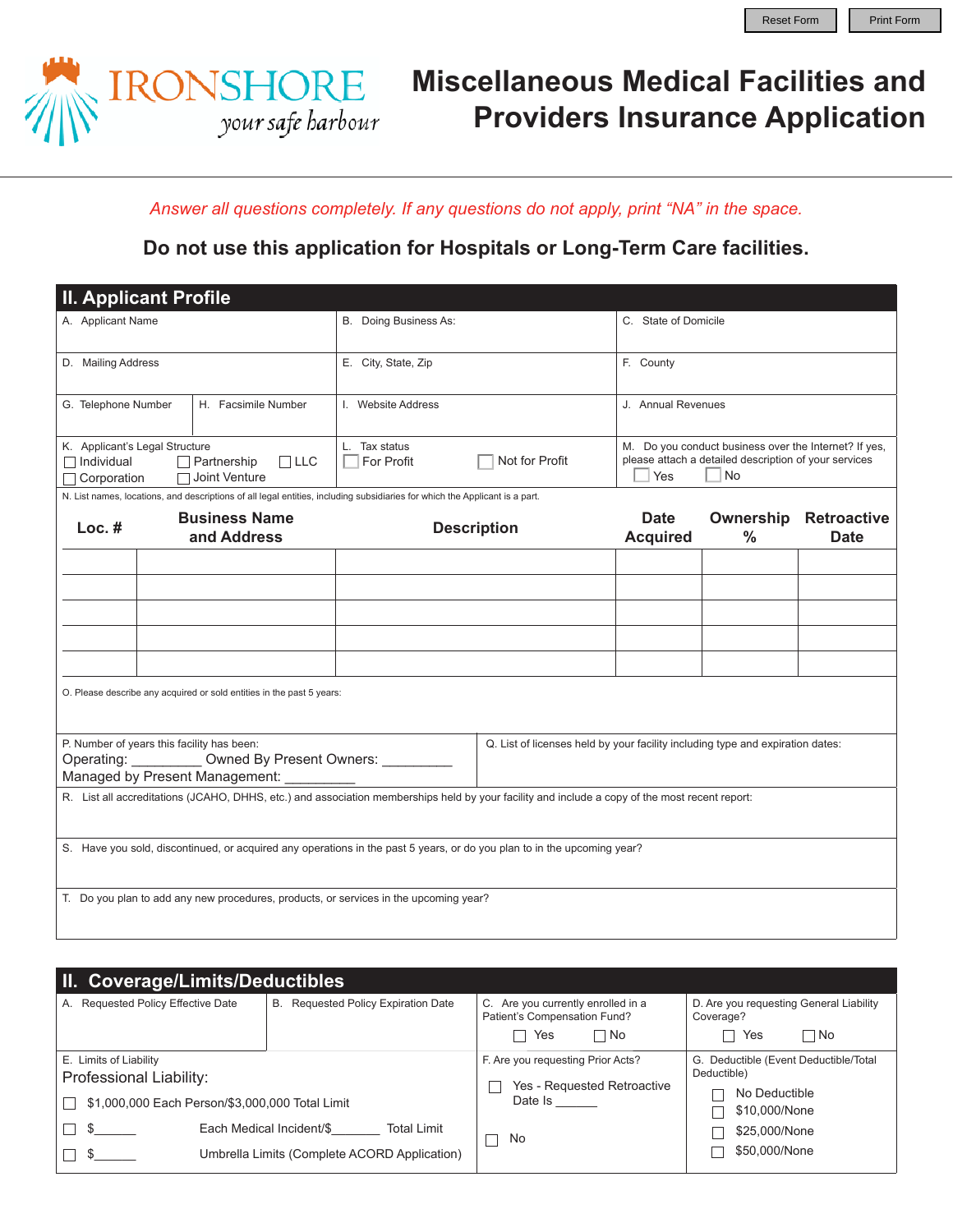Reset Form | Print Form

IRONSHORE *your safe harbour*

# Miscellaneous Medical Facilities and Providers Insurance Application

*Answer all questions completely. If any questions do not apply, print "NA" in the space.*

**Do not use this application for Hospitals or Long-Term Care facilities.**

## II. Applicant Profile

A. Applicant Name

B. Doing Business As:

C. State of Domicile

D. Mailing Address

E. City, State, Zip

F. County

G. Telephone Number

H. Facsimile Number

I. Website Address

J. Annual Revenues

K. Applicant's Legal Structure
☐ Individual ☐ Partnership ☐ LLC
☐ Corporation ☐ Joint Venture

L. Tax status
☐ For Profit ☐ Not for Profit

M. Do you conduct business over the Internet? If yes, please attach a detailed description of your services
☐ Yes ☐ No

N. List names, locations, and descriptions of all legal entities, including subsidiaries for which the Applicant is a part.

| Loc. # | Business Name and Address | Description | Date Acquired | Ownership % | Retroactive Date |
|---|---|---|---|---|---|
| | | | | | |
| | | | | | |
| | | | | | |
| | | | | | |
| | | | | | |

O. Please describe any acquired or sold entities in the past 5 years:

P. Number of years this facility has been:
Operating: _________ Owned By Present Owners: _________
Managed by Present Management: _________

Q. List of licenses held by your facility including type and expiration dates:

R. List all accreditations (JCAHO, DHHS, etc.) and association memberships held by your facility and include a copy of the most recent report:

S. Have you sold, discontinued, or acquired any operations in the past 5 years, or do you plan to in the upcoming year?

T. Do you plan to add any new procedures, products, or services in the upcoming year?

## II. Coverage/Limits/Deductibles

A. Requested Policy Effective Date

B. Requested Policy Expiration Date

C. Are you currently enrolled in a Patient's Compensation Fund?
☐ Yes ☐ No

D. Are you requesting General Liability Coverage?
☐ Yes ☐ No

E. Limits of Liability
Professional Liability:
☐ $1,000,000 Each Person/$3,000,000 Total Limit
☐ $______ Each Medical Incident/$_______ Total Limit
☐ $______ Umbrella Limits (Complete ACORD Application)

F. Are you requesting Prior Acts?
☐ Yes - Requested Retroactive Date Is ______
☐ No

G. Deductible (Event Deductible/Total Deductible)
☐ No Deductible
☐ $10,000/None
☐ $25,000/None
☐ $50,000/None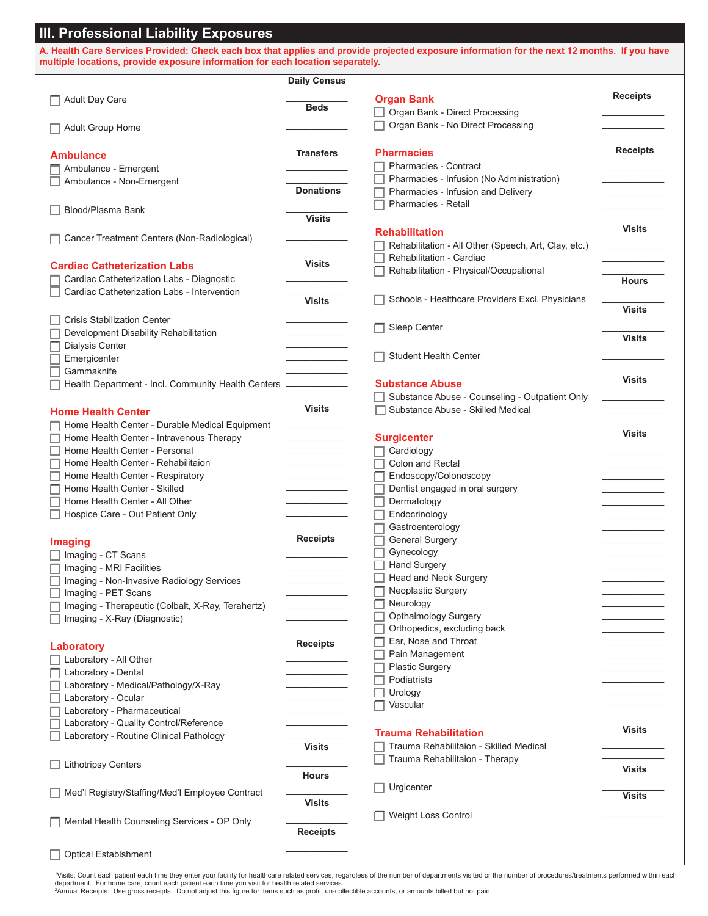## III. Professional Liability Exposures

**A. Health Care Services Provided: Check each box that applies and provide projected exposure information for the next 12 months. If you have multiple locations, provide exposure information for each location separately.**

| Service | Daily Census |
|---|---|
| ☐ Adult Day Care | |

| Service | Beds |
|---|---|
| ☐ Adult Group Home | |

### Ambulance

| Service | Transfers |
|---|---|
| ☐ Ambulance - Emergent | |
| ☐ Ambulance - Non-Emergent | |

| Service | Donations |
|---|---|
| ☐ Blood/Plasma Bank | |

| Service | Visits |
|---|---|
| ☐ Cancer Treatment Centers (Non-Radiological) | |

### Cardiac Catheterization Labs

| Service | Visits |
|---|---|
| ☐ Cardiac Catheterization Labs - Diagnostic | |
| ☐ Cardiac Catheterization Labs - Intervention | |

| Service | Visits |
|---|---|
| ☐ Crisis Stabilization Center | |
| ☐ Development Disability Rehabilitation | |
| ☐ Dialysis Center | |
| ☐ Emergicenter | |
| ☐ Gammaknife | |
| ☐ Health Department - Incl. Community Health Centers | |

### Home Health Center

| Service | Visits |
|---|---|
| ☐ Home Health Center - Durable Medical Equipment | |
| ☐ Home Health Center - Intravenous Therapy | |
| ☐ Home Health Center - Personal | |
| ☐ Home Health Center - Rehabilitaion | |
| ☐ Home Health Center - Respiratory | |
| ☐ Home Health Center - Skilled | |
| ☐ Home Health Center - All Other | |
| ☐ Hospice Care - Out Patient Only | |

### Imaging

| Service | Receipts |
|---|---|
| ☐ Imaging - CT Scans | |
| ☐ Imaging - MRI Facilities | |
| ☐ Imaging - Non-Invasive Radiology Services | |
| ☐ Imaging - PET Scans | |
| ☐ Imaging - Therapeutic (Colbalt, X-Ray, Terahertz) | |
| ☐ Imaging - X-Ray (Diagnostic) | |

### Laboratory

| Service | Receipts |
|---|---|
| ☐ Laboratory - All Other | |
| ☐ Laboratory - Dental | |
| ☐ Laboratory - Medical/Pathology/X-Ray | |
| ☐ Laboratory - Ocular | |
| ☐ Laboratory - Pharmaceutical | |
| ☐ Laboratory - Quality Control/Reference | |
| ☐ Laboratory - Routine Clinical Pathology | |

| Service | Visits |
|---|---|
| ☐ Lithotripsy Centers | |

| Service | Hours |
|---|---|
| ☐ Med'l Registry/Staffing/Med'l Employee Contract | |

| Service | Visits |
|---|---|
| ☐ Mental Health Counseling Services - OP Only | |

| Service | Receipts |
|---|---|
| ☐ Optical Establshment | |

### Organ Bank

| Service | Receipts |
|---|---|
| ☐ Organ Bank - Direct Processing | |
| ☐ Organ Bank - No Direct Processing | |

### Pharmacies

| Service | Receipts |
|---|---|
| ☐ Pharmacies - Contract | |
| ☐ Pharmacies - Infusion (No Administration) | |
| ☐ Pharmacies - Infusion and Delivery | |
| ☐ Pharmacies - Retail | |

### Rehabilitation

| Service | Visits |
|---|---|
| ☐ Rehabilitation - All Other (Speech, Art, Clay, etc.) | |
| ☐ Rehabilitation - Cardiac | |
| ☐ Rehabilitation - Physical/Occupational | |

| Service | Hours |
|---|---|
| ☐ Schools - Healthcare Providers Excl. Physicians | |

| Service | Visits |
|---|---|
| ☐ Sleep Center | |

| Service | Visits |
|---|---|
| ☐ Student Health Center | |

### Substance Abuse

| Service | Visits |
|---|---|
| ☐ Substance Abuse - Counseling - Outpatient Only | |
| ☐ Substance Abuse - Skilled Medical | |

### Surgicenter

| Service | Visits |
|---|---|
| ☐ Cardiology | |
| ☐ Colon and Rectal | |
| ☐ Endoscopy/Colonoscopy | |
| ☐ Dentist engaged in oral surgery | |
| ☐ Dermatology | |
| ☐ Endocrinology | |
| ☐ Gastroenterology | |
| ☐ General Surgery | |
| ☐ Gynecology | |
| ☐ Hand Surgery | |
| ☐ Head and Neck Surgery | |
| ☐ Neoplastic Surgery | |
| ☐ Neurology | |
| ☐ Opthalmology Surgery | |
| ☐ Orthopedics, excluding back | |
| ☐ Ear, Nose and Throat | |
| ☐ Pain Management | |
| ☐ Plastic Surgery | |
| ☐ Podiatrists | |
| ☐ Urology | |
| ☐ Vascular | |

### Trauma Rehabilitation

| Service | Visits |
|---|---|
| ☐ Trauma Rehabilitaion - Skilled Medical | |
| ☐ Trauma Rehabilitaion - Therapy | |

| Service | Visits |
|---|---|
| ☐ Urgicenter | |

| Service | Visits |
|---|---|
| ☐ Weight Loss Control | |

[1]Visits: Count each patient each time they enter your facility for healthcare related services, regardless of the number of departments visited or the number of procedures/treatments performed within each department. For home care, count each patient each time you visit for health related services.
[2]Annual Receipts: Use gross receipts. Do not adjust this figure for items such as profit, un-collectible accounts, or amounts billed but not paid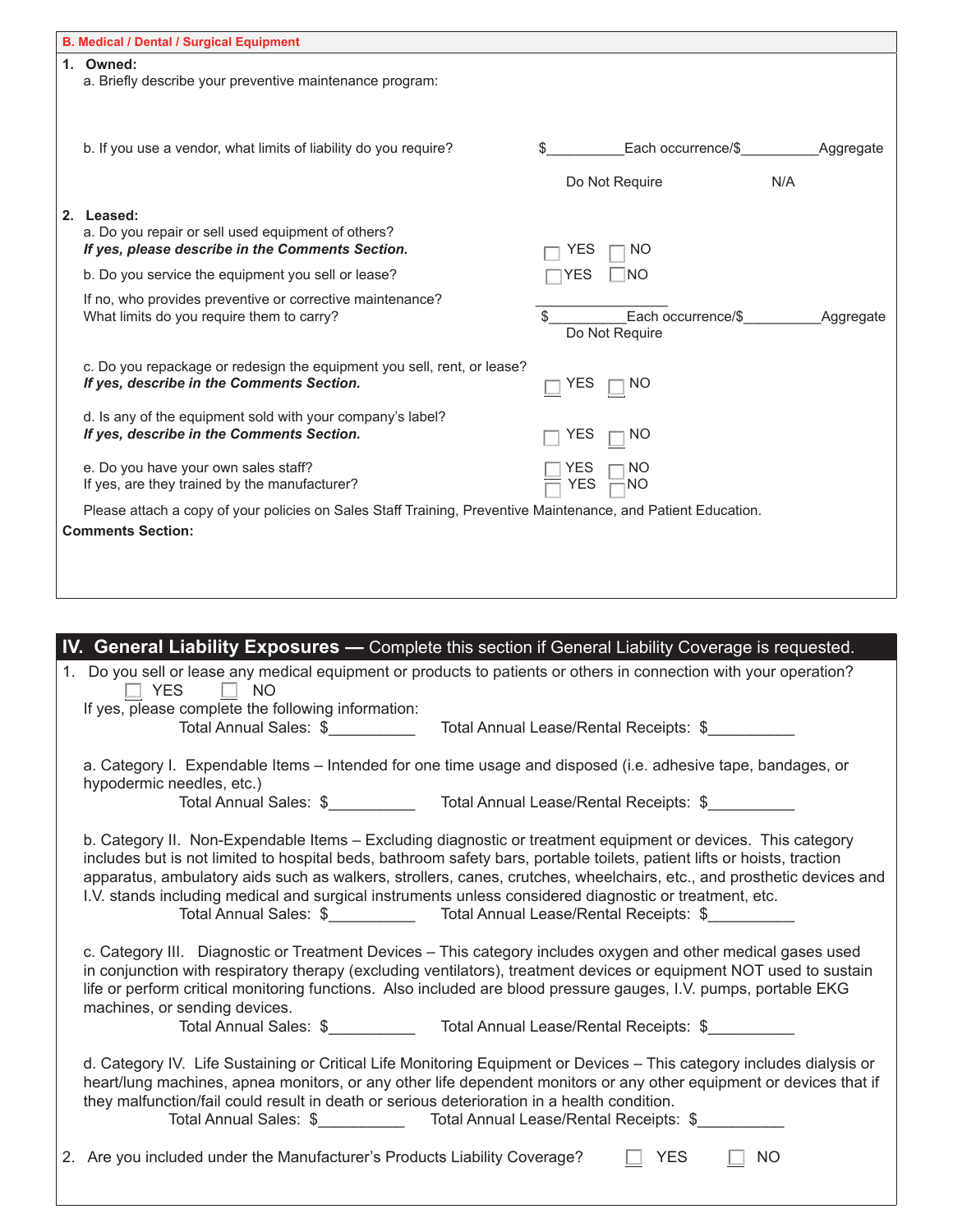## B. Medical / Dental / Surgical Equipment

**1. Owned:**

a. Briefly describe your preventive maintenance program:

b. If you use a vendor, what limits of liability do you require? $__________Each occurrence/$__________Aggregate

Do Not Require N/A

**2. Leased:**

a. Do you repair or sell used equipment of others? ☐ YES ☐ NO
***If yes, please describe in the Comments Section.***

b. Do you service the equipment you sell or lease? ☐ YES ☐ NO

If no, who provides preventive or corrective maintenance? ________________
What limits do you require them to carry? $__________Each occurrence/$__________Aggregate
Do Not Require

c. Do you repackage or redesign the equipment you sell, rent, or lease? ☐ YES ☐ NO
***If yes, describe in the Comments Section.***

d. Is any of the equipment sold with your company's label? ☐ YES ☐ NO
***If yes, describe in the Comments Section.***

e. Do you have your own sales staff? ☐ YES ☐ NO
If yes, are they trained by the manufacturer? ☐ YES ☐ NO

Please attach a copy of your policies on Sales Staff Training, Preventive Maintenance, and Patient Education.

**Comments Section:**

## IV. General Liability Exposures — Complete this section if General Liability Coverage is requested.

1. Do you sell or lease any medical equipment or products to patients or others in connection with your operation?
☐ YES ☐ NO
If yes, please complete the following information:
Total Annual Sales: $__________ Total Annual Lease/Rental Receipts: $__________

a. Category I. Expendable Items – Intended for one time usage and disposed (i.e. adhesive tape, bandages, or hypodermic needles, etc.)
Total Annual Sales: $__________ Total Annual Lease/Rental Receipts: $__________

b. Category II. Non-Expendable Items – Excluding diagnostic or treatment equipment or devices. This category includes but is not limited to hospital beds, bathroom safety bars, portable toilets, patient lifts or hoists, traction apparatus, ambulatory aids such as walkers, strollers, canes, crutches, wheelchairs, etc., and prosthetic devices and I.V. stands including medical and surgical instruments unless considered diagnostic or treatment, etc.
Total Annual Sales: $__________ Total Annual Lease/Rental Receipts: $__________

c. Category III. Diagnostic or Treatment Devices – This category includes oxygen and other medical gases used in conjunction with respiratory therapy (excluding ventilators), treatment devices or equipment NOT used to sustain life or perform critical monitoring functions. Also included are blood pressure gauges, I.V. pumps, portable EKG machines, or sending devices.
Total Annual Sales: $__________ Total Annual Lease/Rental Receipts: $__________

d. Category IV. Life Sustaining or Critical Life Monitoring Equipment or Devices – This category includes dialysis or heart/lung machines, apnea monitors, or any other life dependent monitors or any other equipment or devices that if they malfunction/fail could result in death or serious deterioration in a health condition.
Total Annual Sales: $__________ Total Annual Lease/Rental Receipts: $__________

2. Are you included under the Manufacturer's Products Liability Coverage? ☐ YES ☐ NO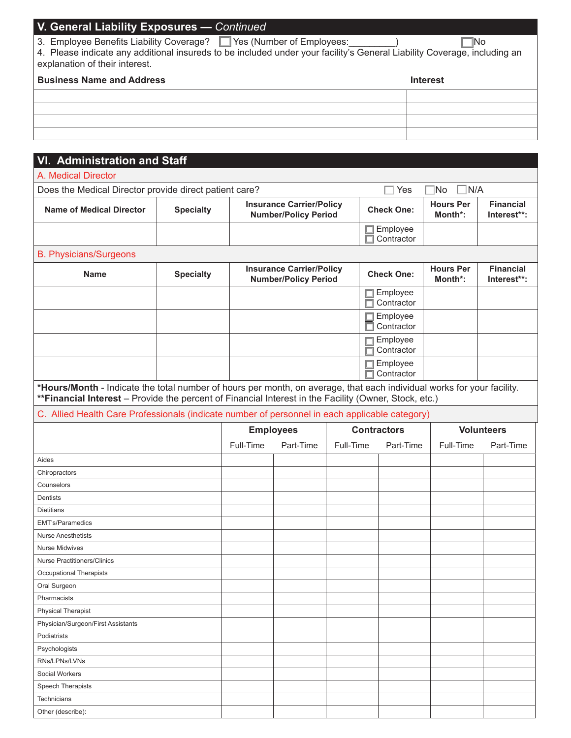## V. General Liability Exposures — *Continued*

3. Employee Benefits Liability Coverage? ☐ Yes (Number of Employees:_________) ☐ No
4. Please indicate any additional insureds to be included under your facility's General Liability Coverage, including an explanation of their interest.

| Business Name and Address | Interest |
|---|---|
| | |
| | |
| | |
| | |

## VI. Administration and Staff

### A. Medical Director

Does the Medical Director provide direct patient care? ☐ Yes ☐ No ☐ N/A

| Name of Medical Director | Specialty | Insurance Carrier/Policy Number/Policy Period | Check One: | Hours Per Month*: | Financial Interest**: |
|---|---|---|---|---|---|
| | | | ☐ Employee ☐ Contractor | | |

### B. Physicians/Surgeons

| Name | Specialty | Insurance Carrier/Policy Number/Policy Period | Check One: | Hours Per Month*: | Financial Interest**: |
|---|---|---|---|---|---|
| | | | ☐ Employee ☐ Contractor | | |
| | | | ☐ Employee ☐ Contractor | | |
| | | | ☐ Employee ☐ Contractor | | |
| | | | ☐ Employee ☐ Contractor | | |

***Hours/Month** - Indicate the total number of hours per month, on average, that each individual works for your facility.
****Financial Interest** – Provide the percent of Financial Interest in the Facility (Owner, Stock, etc.)

### C. Allied Health Care Professionals (indicate number of personnel in each applicable category)

| | Employees | | Contractors | | Volunteers | |
|---|---|---|---|---|---|---|
| | Full-Time | Part-Time | Full-Time | Part-Time | Full-Time | Part-Time |
| Aides | | | | | | |
| Chiropractors | | | | | | |
| Counselors | | | | | | |
| Dentists | | | | | | |
| Dietitians | | | | | | |
| EMT's/Paramedics | | | | | | |
| Nurse Anesthetists | | | | | | |
| Nurse Midwives | | | | | | |
| Nurse Practitioners/Clinics | | | | | | |
| Occupational Therapists | | | | | | |
| Oral Surgeon | | | | | | |
| Pharmacists | | | | | | |
| Physical Therapist | | | | | | |
| Physician/Surgeon/First Assistants | | | | | | |
| Podiatrists | | | | | | |
| Psychologists | | | | | | |
| RNs/LPNs/LVNs | | | | | | |
| Social Workers | | | | | | |
| Speech Therapists | | | | | | |
| Technicians | | | | | | |
| Other (describe): | | | | | | |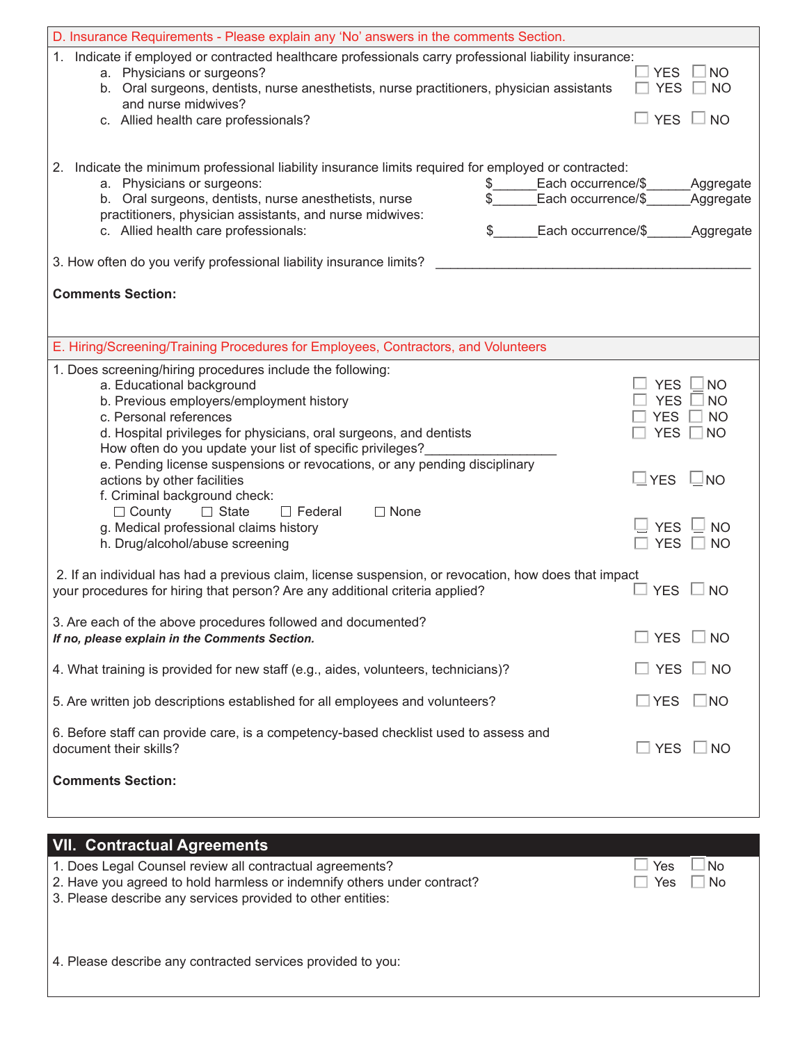### D. Insurance Requirements - Please explain any 'No' answers in the comments Section.

1. Indicate if employed or contracted healthcare professionals carry professional liability insurance:
   - a. Physicians or surgeons? ☐ YES ☐ NO
   - b. Oral surgeons, dentists, nurse anesthetists, nurse practitioners, physician assistants and nurse midwives? ☐ YES ☐ NO
   - c. Allied health care professionals? ☐ YES ☐ NO

2. Indicate the minimum professional liability insurance limits required for employed or contracted:
   - a. Physicians or surgeons: $______Each occurrence/$______Aggregate
   - b. Oral surgeons, dentists, nurse anesthetists, nurse practitioners, physician assistants, and nurse midwives: $______Each occurrence/$______Aggregate
   - c. Allied health care professionals: $______Each occurrence/$______Aggregate

3. How often do you verify professional liability insurance limits? ____________________________________________

**Comments Section:**

### E. Hiring/Screening/Training Procedures for Employees, Contractors, and Volunteers

1. Does screening/hiring procedures include the following:
   - a. Educational background ☐ YES ☐ NO
   - b. Previous employers/employment history ☐ YES ☐ NO
   - c. Personal references ☐ YES ☐ NO
   - d. Hospital privileges for physicians, oral surgeons, and dentists ☐ YES ☐ NO
     How often do you update your list of specific privileges?_________________
   - e. Pending license suspensions or revocations, or any pending disciplinary actions by other facilities ☐ YES ☐ NO
   - f. Criminal background check:
     ☐ County ☐ State ☐ Federal ☐ None
   - g. Medical professional claims history ☐ YES ☐ NO
   - h. Drug/alcohol/abuse screening ☐ YES ☐ NO

2. If an individual has had a previous claim, license suspension, or revocation, how does that impact your procedures for hiring that person? Are any additional criteria applied? ☐ YES ☐ NO

3. Are each of the above procedures followed and documented?
   ***If no, please explain in the Comments Section.*** ☐ YES ☐ NO

4. What training is provided for new staff (e.g., aides, volunteers, technicians)? ☐ YES ☐ NO

5. Are written job descriptions established for all employees and volunteers? ☐ YES ☐ NO

6. Before staff can provide care, is a competency-based checklist used to assess and document their skills? ☐ YES ☐ NO

**Comments Section:**

## VII. Contractual Agreements

1. Does Legal Counsel review all contractual agreements? ☐ Yes ☐ No
2. Have you agreed to hold harmless or indemnify others under contract? ☐ Yes ☐ No
3. Please describe any services provided to other entities:

4. Please describe any contracted services provided to you: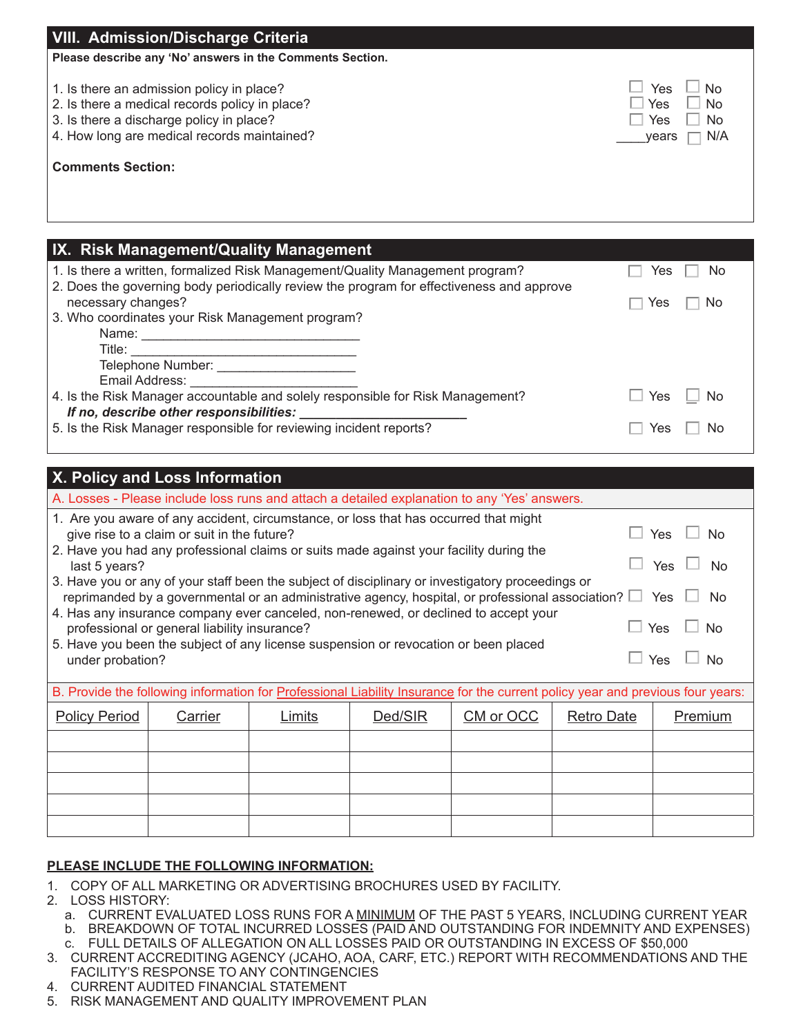## VIII. Admission/Discharge Criteria

**Please describe any 'No' answers in the Comments Section.**

1. Is there an admission policy in place? ☐ Yes ☐ No
2. Is there a medical records policy in place? ☐ Yes ☐ No
3. Is there a discharge policy in place? ☐ Yes ☐ No
4. How long are medical records maintained? ____years ☐ N/A

**Comments Section:**

## IX. Risk Management/Quality Management

1. Is there a written, formalized Risk Management/Quality Management program? ☐ Yes ☐ No
2. Does the governing body periodically review the program for effectiveness and approve necessary changes? ☐ Yes ☐ No
3. Who coordinates your Risk Management program?
   - Name: ______________________________
   - Title: ______________________________
   - Telephone Number: __________________
   - Email Address: ______________________
4. Is the Risk Manager accountable and solely responsible for Risk Management? ☐ Yes ☐ No
   ***If no, describe other responsibilities:*** ______________________
5. Is the Risk Manager responsible for reviewing incident reports? ☐ Yes ☐ No

## X. Policy and Loss Information

A. Losses - Please include loss runs and attach a detailed explanation to any 'Yes' answers.

1. Are you aware of any accident, circumstance, or loss that has occurred that might give rise to a claim or suit in the future? ☐ Yes ☐ No
2. Have you had any professional claims or suits made against your facility during the last 5 years? ☐ Yes ☐ No
3. Have you or any of your staff been the subject of disciplinary or investigatory proceedings or reprimanded by a governmental or an administrative agency, hospital, or professional association? ☐ Yes ☐ No
4. Has any insurance company ever canceled, non-renewed, or declined to accept your professional or general liability insurance? ☐ Yes ☐ No
5. Have you been the subject of any license suspension or revocation or been placed under probation? ☐ Yes ☐ No

B. Provide the following information for Professional Liability Insurance for the current policy year and previous four years:

| Policy Period | Carrier | Limits | Ded/SIR | CM or OCC | Retro Date | Premium |
|---|---|---|---|---|---|---|
| | | | | | | |
| | | | | | | |
| | | | | | | |
| | | | | | | |
| | | | | | | |

**PLEASE INCLUDE THE FOLLOWING INFORMATION:**

1. COPY OF ALL MARKETING OR ADVERTISING BROCHURES USED BY FACILITY.
2. LOSS HISTORY:
   a. CURRENT EVALUATED LOSS RUNS FOR A MINIMUM OF THE PAST 5 YEARS, INCLUDING CURRENT YEAR
   b. BREAKDOWN OF TOTAL INCURRED LOSSES (PAID AND OUTSTANDING FOR INDEMNITY AND EXPENSES)
   c. FULL DETAILS OF ALLEGATION ON ALL LOSSES PAID OR OUTSTANDING IN EXCESS OF $50,000
3. CURRENT ACCREDITING AGENCY (JCAHO, AOA, CARF, ETC.) REPORT WITH RECOMMENDATIONS AND THE FACILITY'S RESPONSE TO ANY CONTINGENCIES
4. CURRENT AUDITED FINANCIAL STATEMENT
5. RISK MANAGEMENT AND QUALITY IMPROVEMENT PLAN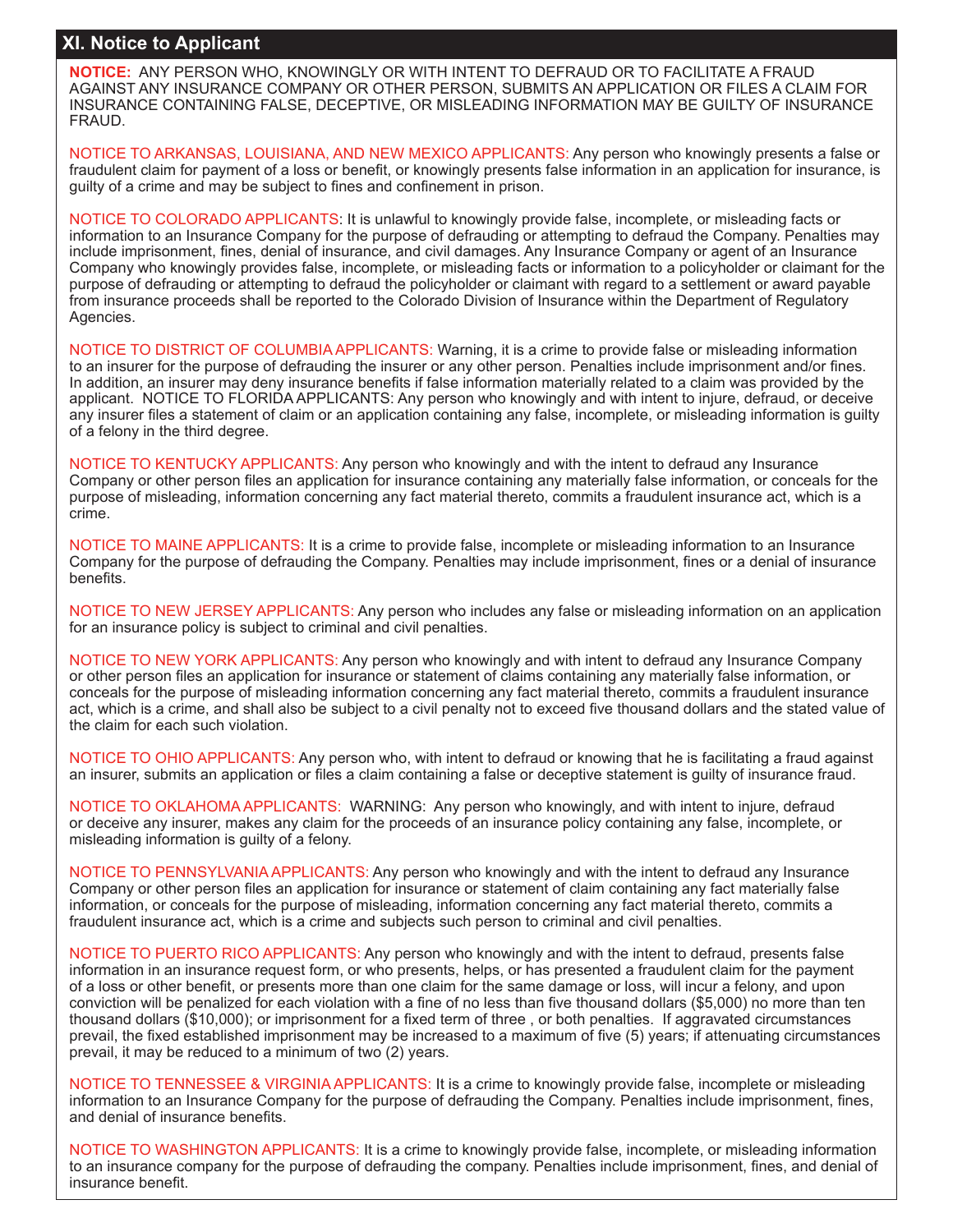## XI. Notice to Applicant

**NOTICE:** ANY PERSON WHO, KNOWINGLY OR WITH INTENT TO DEFRAUD OR TO FACILITATE A FRAUD AGAINST ANY INSURANCE COMPANY OR OTHER PERSON, SUBMITS AN APPLICATION OR FILES A CLAIM FOR INSURANCE CONTAINING FALSE, DECEPTIVE, OR MISLEADING INFORMATION MAY BE GUILTY OF INSURANCE FRAUD.

NOTICE TO ARKANSAS, LOUISIANA, AND NEW MEXICO APPLICANTS: Any person who knowingly presents a false or fraudulent claim for payment of a loss or benefit, or knowingly presents false information in an application for insurance, is guilty of a crime and may be subject to fines and confinement in prison.

NOTICE TO COLORADO APPLICANTS: It is unlawful to knowingly provide false, incomplete, or misleading facts or information to an Insurance Company for the purpose of defrauding or attempting to defraud the Company. Penalties may include imprisonment, fines, denial of insurance, and civil damages. Any Insurance Company or agent of an Insurance Company who knowingly provides false, incomplete, or misleading facts or information to a policyholder or claimant for the purpose of defrauding or attempting to defraud the policyholder or claimant with regard to a settlement or award payable from insurance proceeds shall be reported to the Colorado Division of Insurance within the Department of Regulatory Agencies.

NOTICE TO DISTRICT OF COLUMBIA APPLICANTS: Warning, it is a crime to provide false or misleading information to an insurer for the purpose of defrauding the insurer or any other person. Penalties include imprisonment and/or fines. In addition, an insurer may deny insurance benefits if false information materially related to a claim was provided by the applicant. NOTICE TO FLORIDA APPLICANTS: Any person who knowingly and with intent to injure, defraud, or deceive any insurer files a statement of claim or an application containing any false, incomplete, or misleading information is guilty of a felony in the third degree.

NOTICE TO KENTUCKY APPLICANTS: Any person who knowingly and with the intent to defraud any Insurance Company or other person files an application for insurance containing any materially false information, or conceals for the purpose of misleading, information concerning any fact material thereto, commits a fraudulent insurance act, which is a crime.

NOTICE TO MAINE APPLICANTS: It is a crime to provide false, incomplete or misleading information to an Insurance Company for the purpose of defrauding the Company. Penalties may include imprisonment, fines or a denial of insurance benefits.

NOTICE TO NEW JERSEY APPLICANTS: Any person who includes any false or misleading information on an application for an insurance policy is subject to criminal and civil penalties.

NOTICE TO NEW YORK APPLICANTS: Any person who knowingly and with intent to defraud any Insurance Company or other person files an application for insurance or statement of claims containing any materially false information, or conceals for the purpose of misleading information concerning any fact material thereto, commits a fraudulent insurance act, which is a crime, and shall also be subject to a civil penalty not to exceed five thousand dollars and the stated value of the claim for each such violation.

NOTICE TO OHIO APPLICANTS: Any person who, with intent to defraud or knowing that he is facilitating a fraud against an insurer, submits an application or files a claim containing a false or deceptive statement is guilty of insurance fraud.

NOTICE TO OKLAHOMA APPLICANTS: WARNING: Any person who knowingly, and with intent to injure, defraud or deceive any insurer, makes any claim for the proceeds of an insurance policy containing any false, incomplete, or misleading information is guilty of a felony.

NOTICE TO PENNSYLVANIA APPLICANTS: Any person who knowingly and with the intent to defraud any Insurance Company or other person files an application for insurance or statement of claim containing any fact materially false information, or conceals for the purpose of misleading, information concerning any fact material thereto, commits a fraudulent insurance act, which is a crime and subjects such person to criminal and civil penalties.

NOTICE TO PUERTO RICO APPLICANTS: Any person who knowingly and with the intent to defraud, presents false information in an insurance request form, or who presents, helps, or has presented a fraudulent claim for the payment of a loss or other benefit, or presents more than one claim for the same damage or loss, will incur a felony, and upon conviction will be penalized for each violation with a fine of no less than five thousand dollars ($5,000) no more than ten thousand dollars ($10,000); or imprisonment for a fixed term of three , or both penalties. If aggravated circumstances prevail, the fixed established imprisonment may be increased to a maximum of five (5) years; if attenuating circumstances prevail, it may be reduced to a minimum of two (2) years.

NOTICE TO TENNESSEE & VIRGINIA APPLICANTS: It is a crime to knowingly provide false, incomplete or misleading information to an Insurance Company for the purpose of defrauding the Company. Penalties include imprisonment, fines, and denial of insurance benefits.

NOTICE TO WASHINGTON APPLICANTS: It is a crime to knowingly provide false, incomplete, or misleading information to an insurance company for the purpose of defrauding the company. Penalties include imprisonment, fines, and denial of insurance benefit.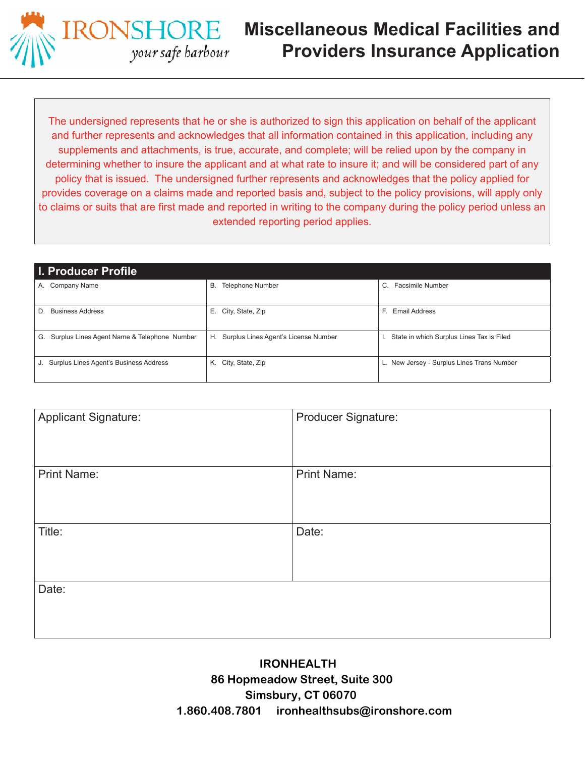IRONSHORE
your safe harbour

# Miscellaneous Medical Facilities and Providers Insurance Application

The undersigned represents that he or she is authorized to sign this application on behalf of the applicant and further represents and acknowledges that all information contained in this application, including any supplements and attachments, is true, accurate, and complete; will be relied upon by the company in determining whether to insure the applicant and at what rate to insure it; and will be considered part of any policy that is issued. The undersigned further represents and acknowledges that the policy applied for provides coverage on a claims made and reported basis and, subject to the policy provisions, will apply only to claims or suits that are first made and reported in writing to the company during the policy period unless an extended reporting period applies.

## I. Producer Profile

| | | |
|---|---|---|
| A. Company Name | B. Telephone Number | C. Facsimile Number |
| D. Business Address | E. City, State, Zip | F. Email Address |
| G. Surplus Lines Agent Name & Telephone Number | H. Surplus Lines Agent's License Number | I. State in which Surplus Lines Tax is Filed |
| J. Surplus Lines Agent's Business Address | K. City, State, Zip | L. New Jersey - Surplus Lines Trans Number |

| | |
|---|---|
| Applicant Signature: | Producer Signature: |
| Print Name: | Print Name: |
| Title: | Date: |
| Date: | |

**IRONHEALTH**
**86 Hopmeadow Street, Suite 300**
**Simsbury, CT 06070**
**1.860.408.7801 ironhealthsubs@ironshore.com**